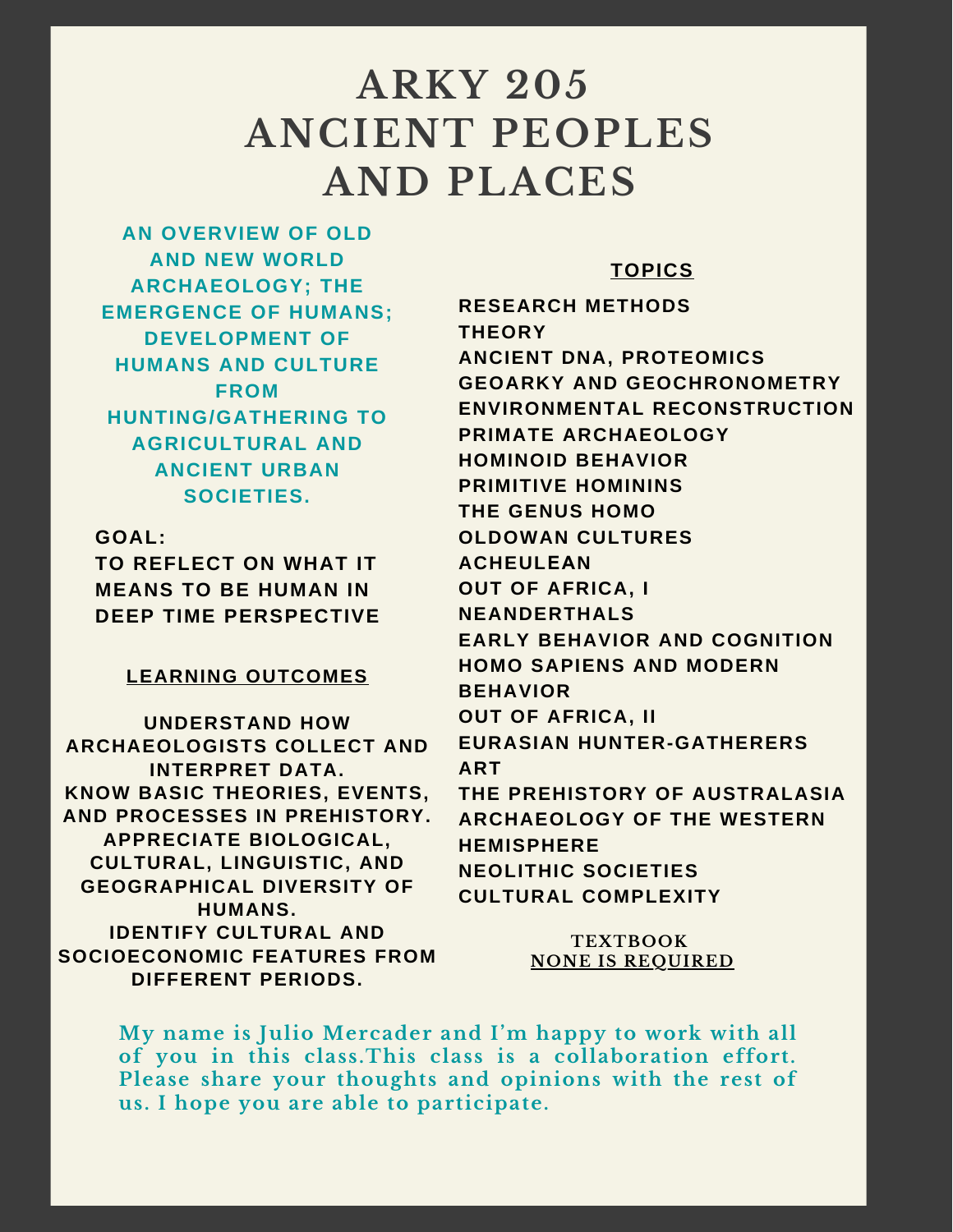# ARKY 205 ANCIENT PEOPLES AND PLACES

**AN OVERVIEW OF OLD AND NEW WORLD ARCHAEOLOGY; THE EMERGENCE OF HUMANS; DEVELOPMENT OF HUMANS AND CULTURE FROM HUNTING/GATHERING TO AGRICULTURAL AND ANCIENT URBAN SOCIETIES.**

**GOAL:**
**TO REFLECT ON WHAT IT MEANS TO BE HUMAN IN DEEP TIME PERSPECTIVE**

## LEARNING OUTCOMES

UNDERSTAND HOW ARCHAEOLOGISTS COLLECT AND INTERPRET DATA.
KNOW BASIC THEORIES, EVENTS, AND PROCESSES IN PREHISTORY.
APPRECIATE BIOLOGICAL, CULTURAL, LINGUISTIC, AND GEOGRAPHICAL DIVERSITY OF HUMANS.
IDENTIFY CULTURAL AND SOCIOECONOMIC FEATURES FROM DIFFERENT PERIODS.

## TOPICS

- RESEARCH METHODS
- THEORY
- ANCIENT DNA, PROTEOMICS
- GEOARKY AND GEOCHRONOMETRY
- ENVIRONMENTAL RECONSTRUCTION
- PRIMATE ARCHAEOLOGY
- HOMINOID BEHAVIOR
- PRIMITIVE HOMININS
- THE GENUS HOMO
- OLDOWAN CULTURES
- ACHEULEAN
- OUT OF AFRICA, I
- NEANDERTHALS
- EARLY BEHAVIOR AND COGNITION
- HOMO SAPIENS AND MODERN BEHAVIOR
- OUT OF AFRICA, II
- EURASIAN HUNTER-GATHERERS
- ART
- THE PREHISTORY OF AUSTRALASIA
- ARCHAEOLOGY OF THE WESTERN HEMISPHERE
- NEOLITHIC SOCIETIES
- CULTURAL COMPLEXITY

**TEXTBOOK**
**NONE IS REQUIRED**

My name is Julio Mercader and I'm happy to work with all of you in this class.This class is a collaboration effort. Please share your thoughts and opinions with the rest of us. I hope you are able to participate.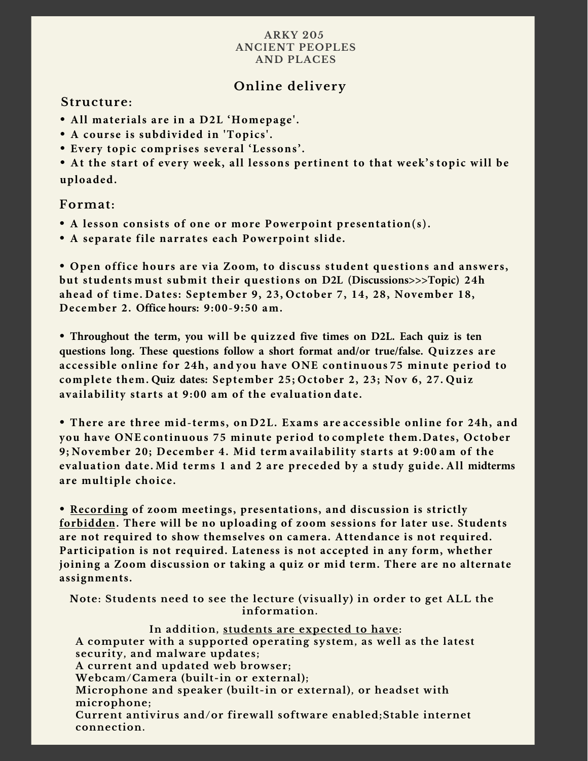# ARKY 205
# ANCIENT PEOPLES AND PLACES

## Online delivery

### Structure:

- **All materials are in a D2L 'Homepage'.**
- **A course is subdivided in 'Topics'.**
- **Every topic comprises several 'Lessons'.**
- **At the start of every week, all lessons pertinent to that week's topic will be uploaded.**

### Format:

- **A lesson consists of one or more Powerpoint presentation(s).**
- **A separate file narrates each Powerpoint slide.**

- **Open office hours are via Zoom, to discuss student questions and answers, but students must submit their questions on D2L (Discussions>>>Topic) 24h ahead of time. Dates: September 9, 23, October 7, 14, 28, November 18, December 2. Office hours: 9:00-9:50 am.**

- **Throughout the term, you will be quizzed five times on D2L. Each quiz is ten questions long. These questions follow a short format and/or true/false. Quizzes are accessible online for 24h, and you have ONE continuous 75 minute period to complete them. Quiz dates: September 25; October 2, 23; Nov 6, 27. Quiz availability starts at 9:00 am of the evaluation date.**

- **There are three mid-terms, on D2L. Exams are accessible online for 24h, and you have ONE continuous 75 minute period to complete them. Dates, October 9; November 20; December 4. Mid term availability starts at 9:00 am of the evaluation date. Mid terms 1 and 2 are preceded by a study guide. All midterms are multiple choice.**

- **<u>Recording</u> of zoom meetings, presentations, and discussion is strictly <u>forbidden</u>. There will be no uploading of zoom sessions for later use. Students are not required to show themselves on camera. Attendance is not required. Participation is not required. Lateness is not accepted in any form, whether joining a Zoom discussion or taking a quiz or mid term. There are no alternate assignments.**

**Note: Students need to see the lecture (visually) in order to get ALL the information.**

**In addition, <u>students are expected to have</u>:**

**A computer with a supported operating system, as well as the latest security, and malware updates;**
**A current and updated web browser;**
**Webcam/Camera (built-in or external);**
**Microphone and speaker (built-in or external), or headset with microphone;**
**Current antivirus and/or firewall software enabled;Stable internet connection.**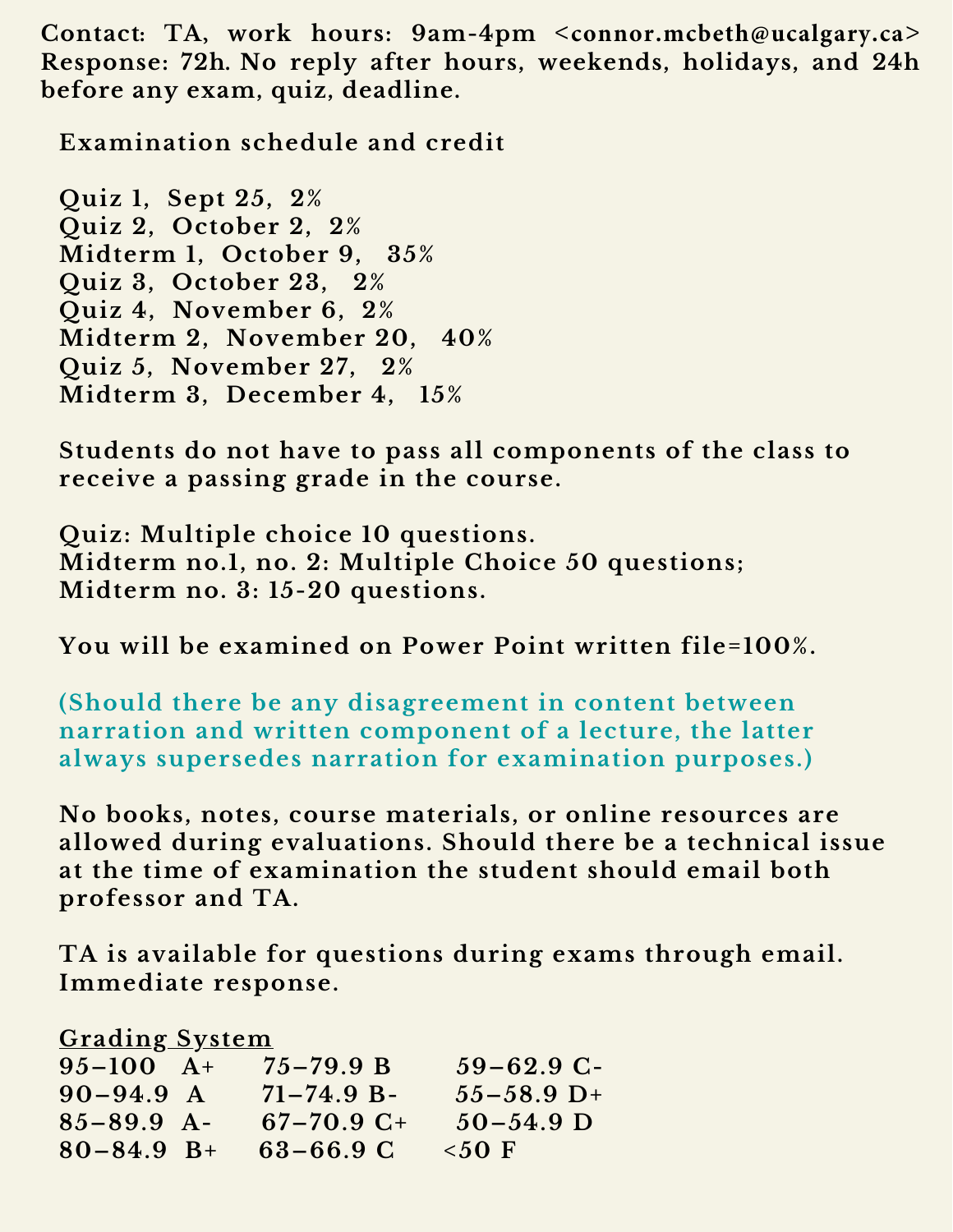Contact: TA, work hours: 9am-4pm <connor.mcbeth@ucalgary.ca> Response: 72h. No reply after hours, weekends, holidays, and 24h before any exam, quiz, deadline.

Examination schedule and credit

Quiz 1, Sept 25, 2%
Quiz 2, October 2, 2%
Midterm 1, October 9, 35%
Quiz 3, October 23, 2%
Quiz 4, November 6, 2%
Midterm 2, November 20, 40%
Quiz 5, November 27, 2%
Midterm 3, December 4, 15%

Students do not have to pass all components of the class to receive a passing grade in the course.

Quiz: Multiple choice 10 questions.
Midterm no.1, no. 2: Multiple Choice 50 questions;
Midterm no. 3: 15-20 questions.

You will be examined on Power Point written file=100%.

(Should there be any disagreement in content between narration and written component of a lecture, the latter always supersedes narration for examination purposes.)

No books, notes, course materials, or online resources are allowed during evaluations. Should there be a technical issue at the time of examination the student should email both professor and TA.

TA is available for questions during exams through email. Immediate response.

Grading System

| | | | | | |
|---|---|---|---|---|---|
| 95–100 | A+ | 75–79.9 | B | 59–62.9 | C- |
| 90–94.9 | A | 71–74.9 | B- | 55–58.9 | D+ |
| 85–89.9 | A- | 67–70.9 | C+ | 50–54.9 | D |
| 80–84.9 | B+ | 63–66.9 | C | <50 | F |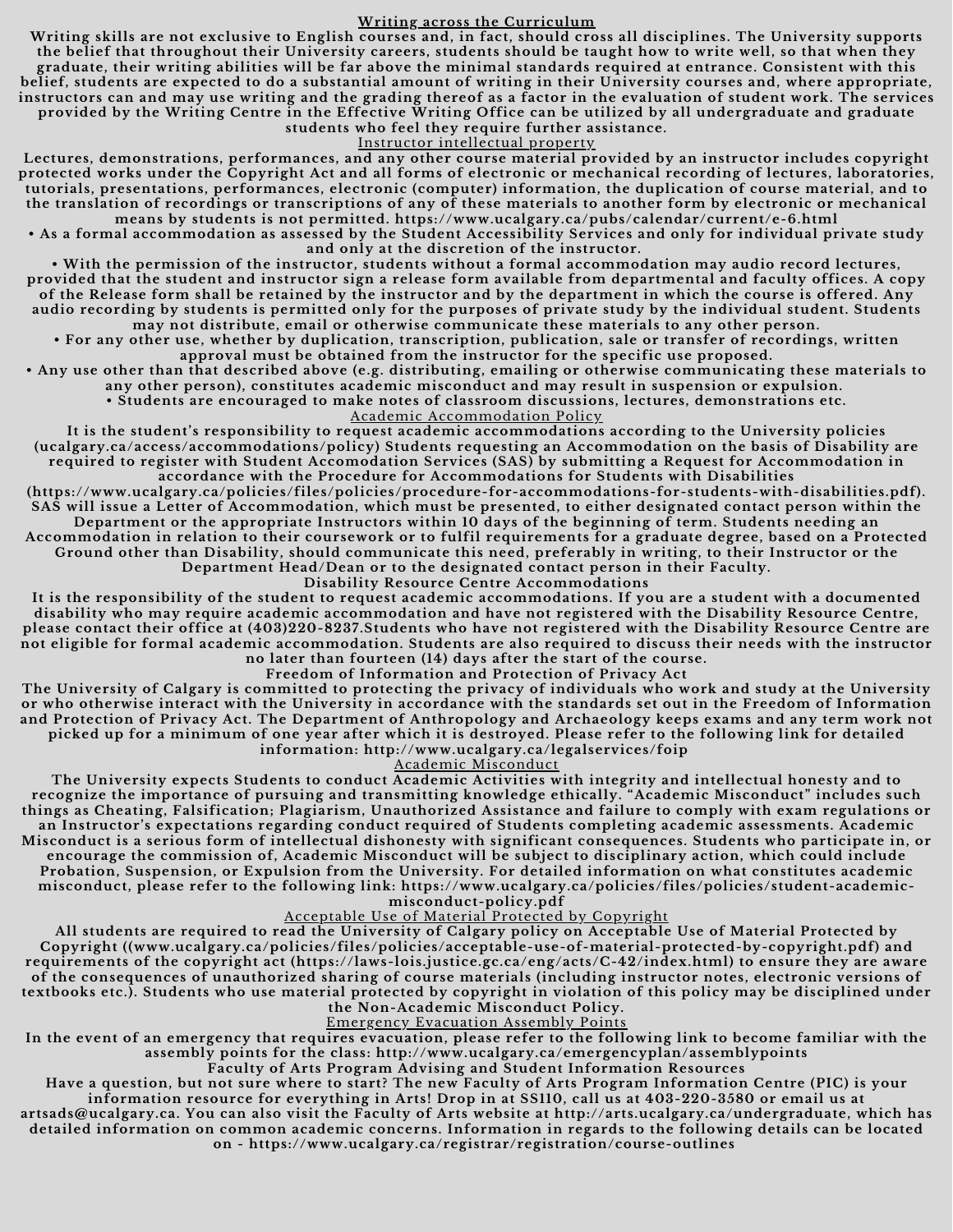## Writing across the Curriculum

**Writing skills are not exclusive to English courses and, in fact, should cross all disciplines. The University supports the belief that throughout their University careers, students should be taught how to write well, so that when they graduate, their writing abilities will be far above the minimal standards required at entrance. Consistent with this belief, students are expected to do a substantial amount of writing in their University courses and, where appropriate, instructors can and may use writing and the grading thereof as a factor in the evaluation of student work. The services provided by the Writing Centre in the Effective Writing Office can be utilized by all undergraduate and graduate students who feel they require further assistance.**

## Instructor intellectual property

**Lectures, demonstrations, performances, and any other course material provided by an instructor includes copyright protected works under the Copyright Act and all forms of electronic or mechanical recording of lectures, laboratories, tutorials, presentations, performances, electronic (computer) information, the duplication of course material, and to the translation of recordings or transcriptions of any of these materials to another form by electronic or mechanical means by students is not permitted. https://www.ucalgary.ca/pubs/calendar/current/e-6.html**

- **As a formal accommodation as assessed by the Student Accessibility Services and only for individual private study and only at the discretion of the instructor.**
- **With the permission of the instructor, students without a formal accommodation may audio record lectures, provided that the student and instructor sign a release form available from departmental and faculty offices. A copy of the Release form shall be retained by the instructor and by the department in which the course is offered. Any audio recording by students is permitted only for the purposes of private study by the individual student. Students may not distribute, email or otherwise communicate these materials to any other person.**
- **For any other use, whether by duplication, transcription, publication, sale or transfer of recordings, written approval must be obtained from the instructor for the specific use proposed.**
- **Any use other than that described above (e.g. distributing, emailing or otherwise communicating these materials to any other person), constitutes academic misconduct and may result in suspension or expulsion.**
- **Students are encouraged to make notes of classroom discussions, lectures, demonstrations etc.**

## Academic Accommodation Policy

**It is the student's responsibility to request academic accommodations according to the University policies (ucalgary.ca/access/accommodations/policy) Students requesting an Accommodation on the basis of Disability are required to register with Student Accomodation Services (SAS) by submitting a Request for Accommodation in accordance with the Procedure for Accommodations for Students with Disabilities (https://www.ucalgary.ca/policies/files/policies/procedure-for-accommodations-for-students-with-disabilities.pdf). SAS will issue a Letter of Accommodation, which must be presented, to either designated contact person within the Department or the appropriate Instructors within 10 days of the beginning of term. Students needing an Accommodation in relation to their coursework or to fulfil requirements for a graduate degree, based on a Protected Ground other than Disability, should communicate this need, preferably in writing, to their Instructor or the Department Head/Dean or to the designated contact person in their Faculty.**

## Disability Resource Centre Accommodations

**It is the responsibility of the student to request academic accommodations. If you are a student with a documented disability who may require academic accommodation and have not registered with the Disability Resource Centre, please contact their office at (403)220-8237.Students who have not registered with the Disability Resource Centre are not eligible for formal academic accommodation. Students are also required to discuss their needs with the instructor no later than fourteen (14) days after the start of the course.**

## Freedom of Information and Protection of Privacy Act

**The University of Calgary is committed to protecting the privacy of individuals who work and study at the University or who otherwise interact with the University in accordance with the standards set out in the Freedom of Information and Protection of Privacy Act. The Department of Anthropology and Archaeology keeps exams and any term work not picked up for a minimum of one year after which it is destroyed. Please refer to the following link for detailed information: http://www.ucalgary.ca/legalservices/foip**

## Academic Misconduct

**The University expects Students to conduct Academic Activities with integrity and intellectual honesty and to recognize the importance of pursuing and transmitting knowledge ethically. "Academic Misconduct" includes such things as Cheating, Falsification; Plagiarism, Unauthorized Assistance and failure to comply with exam regulations or an Instructor's expectations regarding conduct required of Students completing academic assessments. Academic Misconduct is a serious form of intellectual dishonesty with significant consequences. Students who participate in, or encourage the commission of, Academic Misconduct will be subject to disciplinary action, which could include Probation, Suspension, or Expulsion from the University. For detailed information on what constitutes academic misconduct, please refer to the following link: https://www.ucalgary.ca/policies/files/policies/student-academic-misconduct-policy.pdf**

## Acceptable Use of Material Protected by Copyright

**All students are required to read the University of Calgary policy on Acceptable Use of Material Protected by Copyright ((www.ucalgary.ca/policies/files/policies/acceptable-use-of-material-protected-by-copyright.pdf) and requirements of the copyright act (https://laws-lois.justice.gc.ca/eng/acts/C-42/index.html) to ensure they are aware of the consequences of unauthorized sharing of course materials (including instructor notes, electronic versions of textbooks etc.). Students who use material protected by copyright in violation of this policy may be disciplined under the Non-Academic Misconduct Policy.**

## Emergency Evacuation Assembly Points

**In the event of an emergency that requires evacuation, please refer to the following link to become familiar with the assembly points for the class: http://www.ucalgary.ca/emergencyplan/assemblypoints**

## Faculty of Arts Program Advising and Student Information Resources

**Have a question, but not sure where to start? The new Faculty of Arts Program Information Centre (PIC) is your information resource for everything in Arts! Drop in at SS110, call us at 403-220-3580 or email us at artsads@ucalgary.ca. You can also visit the Faculty of Arts website at http://arts.ucalgary.ca/undergraduate, which has detailed information on common academic concerns. Information in regards to the following details can be located on - https://www.ucalgary.ca/registrar/registration/course-outlines**